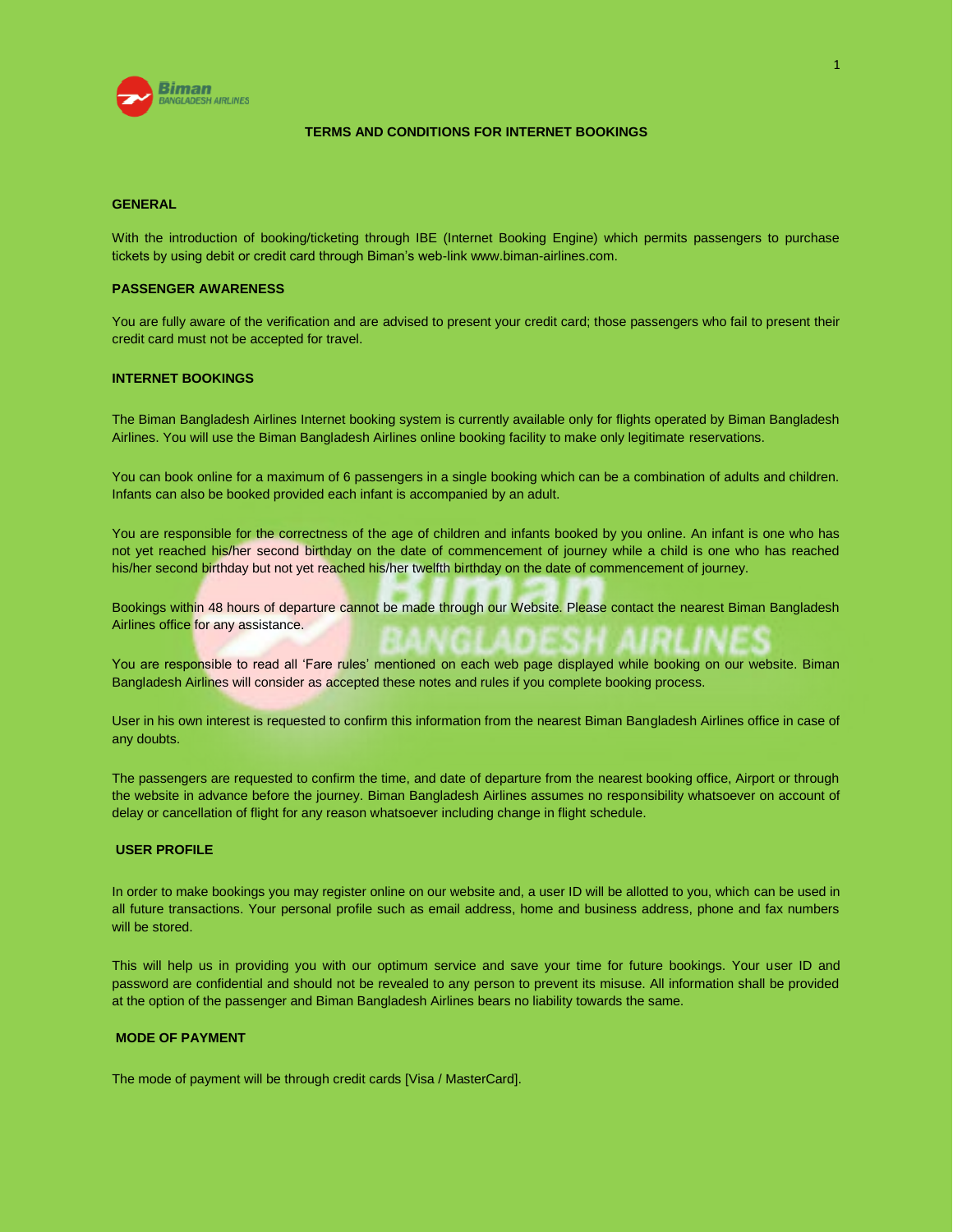# TERMS AND CONDITIONS FOR INTERNET BOOKINGS

## GENERAL

With the introduction of booking/ticketing through IBE (Internet Booking Engine) which permits passengers to purchase tickets by using debit or credit card through Biman's web-link www.biman-airlines.com.

## PASSENGER AWARENESS

You are fully aware of the verification and are advised to present your credit card; those passengers who fail to present their credit card must not be accepted for travel.

## INTERNET BOOKINGS

The Biman Bangladesh Airlines Internet booking system is currently available only for flights operated by Biman Bangladesh Airlines. You will use the Biman Bangladesh Airlines online booking facility to make only legitimate reservations.

You can book online for a maximum of 6 passengers in a single booking which can be a combination of adults and children. Infants can also be booked provided each infant is accompanied by an adult.

You are responsible for the correctness of the age of children and infants booked by you online. An infant is one who has not yet reached his/her second birthday on the date of commencement of journey while a child is one who has reached his/her second birthday but not yet reached his/her twelfth birthday on the date of commencement of journey.

Bookings within 48 hours of departure cannot be made through our Website. Please contact the nearest Biman Bangladesh Airlines office for any assistance.

You are responsible to read all 'Fare rules' mentioned on each web page displayed while booking on our website. Biman Bangladesh Airlines will consider as accepted these notes and rules if you complete booking process.

User in his own interest is requested to confirm this information from the nearest Biman Bangladesh Airlines office in case of any doubts.

The passengers are requested to confirm the time, and date of departure from the nearest booking office, Airport or through the website in advance before the journey. Biman Bangladesh Airlines assumes no responsibility whatsoever on account of delay or cancellation of flight for any reason whatsoever including change in flight schedule.

## USER PROFILE

In order to make bookings you may register online on our website and, a user ID will be allotted to you, which can be used in all future transactions. Your personal profile such as email address, home and business address, phone and fax numbers will be stored.

This will help us in providing you with our optimum service and save your time for future bookings. Your user ID and password are confidential and should not be revealed to any person to prevent its misuse. All information shall be provided at the option of the passenger and Biman Bangladesh Airlines bears no liability towards the same.

## MODE OF PAYMENT

The mode of payment will be through credit cards [Visa / MasterCard].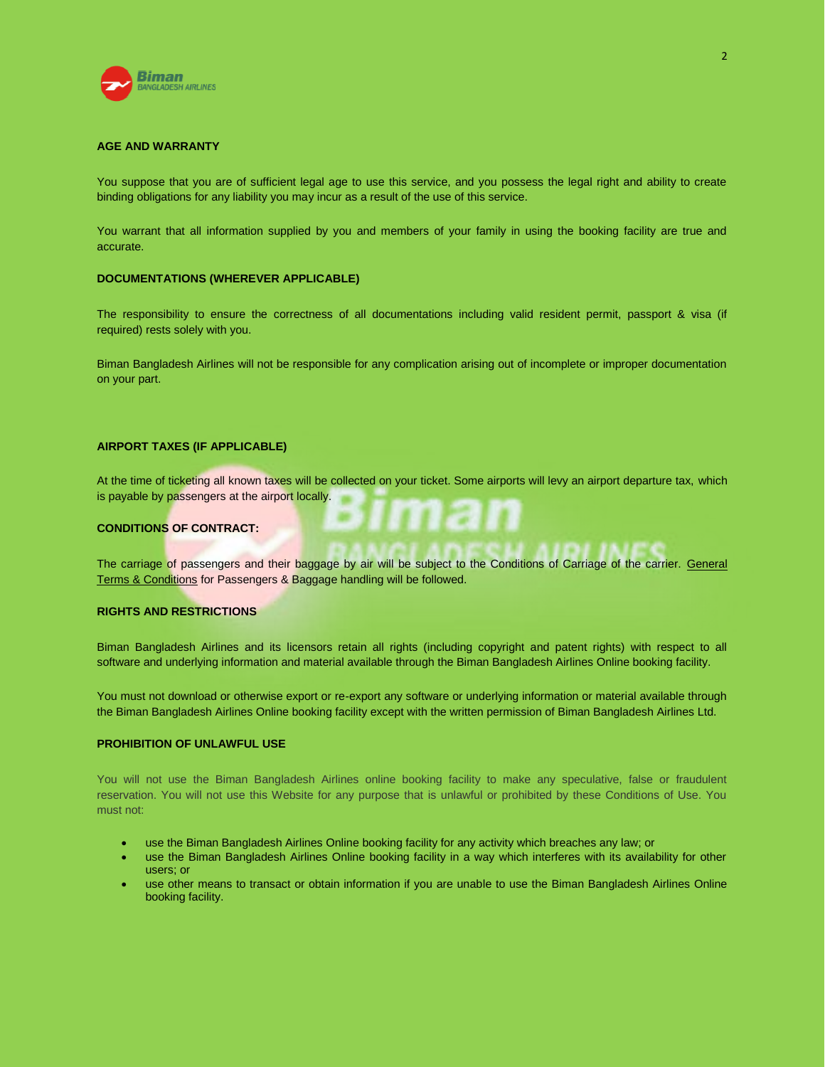## AGE AND WARRANTY

You suppose that you are of sufficient legal age to use this service, and you possess the legal right and ability to create binding obligations for any liability you may incur as a result of the use of this service.

You warrant that all information supplied by you and members of your family in using the booking facility are true and accurate.

## DOCUMENTATIONS (WHEREVER APPLICABLE)

The responsibility to ensure the correctness of all documentations including valid resident permit, passport & visa (if required) rests solely with you.

Biman Bangladesh Airlines will not be responsible for any complication arising out of incomplete or improper documentation on your part.

## AIRPORT TAXES (IF APPLICABLE)

At the time of ticketing all known taxes will be collected on your ticket. Some airports will levy an airport departure tax, which is payable by passengers at the airport locally.

## CONDITIONS OF CONTRACT:

The carriage of passengers and their baggage by air will be subject to the Conditions of Carriage of the carrier. General Terms & Conditions for Passengers & Baggage handling will be followed.

## RIGHTS AND RESTRICTIONS

Biman Bangladesh Airlines and its licensors retain all rights (including copyright and patent rights) with respect to all software and underlying information and material available through the Biman Bangladesh Airlines Online booking facility.

You must not download or otherwise export or re-export any software or underlying information or material available through the Biman Bangladesh Airlines Online booking facility except with the written permission of Biman Bangladesh Airlines Ltd.

## PROHIBITION OF UNLAWFUL USE

You will not use the Biman Bangladesh Airlines online booking facility to make any speculative, false or fraudulent reservation. You will not use this Website for any purpose that is unlawful or prohibited by these Conditions of Use. You must not:

- use the Biman Bangladesh Airlines Online booking facility for any activity which breaches any law; or
- use the Biman Bangladesh Airlines Online booking facility in a way which interferes with its availability for other users; or
- use other means to transact or obtain information if you are unable to use the Biman Bangladesh Airlines Online booking facility.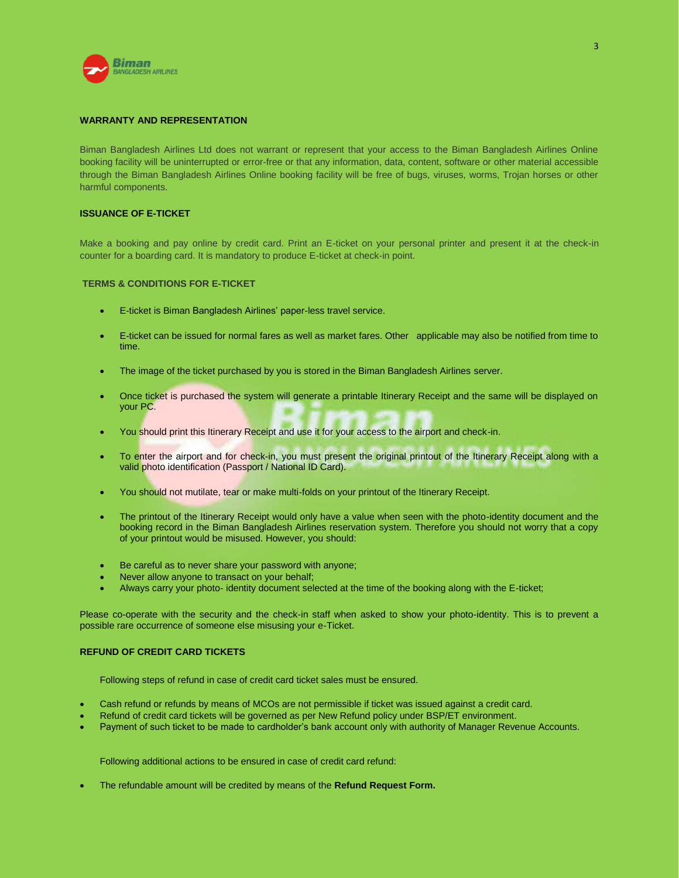## WARRANTY AND REPRESENTATION

Biman Bangladesh Airlines Ltd does not warrant or represent that your access to the Biman Bangladesh Airlines Online booking facility will be uninterrupted or error-free or that any information, data, content, software or other material accessible through the Biman Bangladesh Airlines Online booking facility will be free of bugs, viruses, worms, Trojan horses or other harmful components.

## ISSUANCE OF E-TICKET

Make a booking and pay online by credit card. Print an E-ticket on your personal printer and present it at the check-in counter for a boarding card. It is mandatory to produce E-ticket at check-in point.

## TERMS & CONDITIONS FOR E-TICKET

- E-ticket is Biman Bangladesh Airlines' paper-less travel service.
- E-ticket can be issued for normal fares as well as market fares. Other applicable may also be notified from time to time.
- The image of the ticket purchased by you is stored in the Biman Bangladesh Airlines server.
- Once ticket is purchased the system will generate a printable Itinerary Receipt and the same will be displayed on your PC.
- You should print this Itinerary Receipt and use it for your access to the airport and check-in.
- To enter the airport and for check-in, you must present the original printout of the Itinerary Receipt along with a valid photo identification (Passport / National ID Card).
- You should not mutilate, tear or make multi-folds on your printout of the Itinerary Receipt.
- The printout of the Itinerary Receipt would only have a value when seen with the photo-identity document and the booking record in the Biman Bangladesh Airlines reservation system. Therefore you should not worry that a copy of your printout would be misused. However, you should:
- Be careful as to never share your password with anyone;
- Never allow anyone to transact on your behalf;
- Always carry your photo- identity document selected at the time of the booking along with the E-ticket;

Please co-operate with the security and the check-in staff when asked to show your photo-identity. This is to prevent a possible rare occurrence of someone else misusing your e-Ticket.

## REFUND OF CREDIT CARD TICKETS

Following steps of refund in case of credit card ticket sales must be ensured.

- Cash refund or refunds by means of MCOs are not permissible if ticket was issued against a credit card.
- Refund of credit card tickets will be governed as per New Refund policy under BSP/ET environment.
- Payment of such ticket to be made to cardholder's bank account only with authority of Manager Revenue Accounts.

Following additional actions to be ensured in case of credit card refund:

- The refundable amount will be credited by means of the **Refund Request Form.**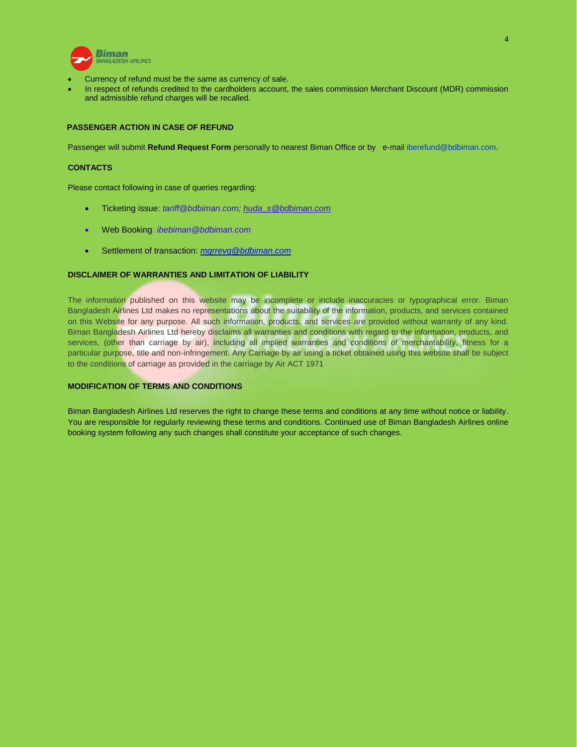- Currency of refund must be the same as currency of sale.
- In respect of refunds credited to the cardholders account, the sales commission Merchant Discount (MDR) commission and admissible refund charges will be recalled.

**PASSENGER ACTION IN CASE OF REFUND**

Passenger will submit **Refund Request Form** personally to nearest Biman Office or by e-mail iberefund@bdbiman.com.

**CONTACTS**

Please contact following in case of queries regarding:

- Ticketing issue: *tariff@bdbiman.com; huda_s@bdbiman.com*
- Web Booking: *ibebiman@bdbiman.com*
- Settlement of transaction: *mgrrevg@bdbiman.com*

**DISCLAIMER OF WARRANTIES AND LIMITATION OF LIABILITY**

The information published on this website may be incomplete or include inaccuracies or typographical error. Biman Bangladesh Airlines Ltd makes no representations about the suitability of the information, products, and services contained on this Website for any purpose. All such information, products, and services are provided without warranty of any kind. Biman Bangladesh Airlines Ltd hereby disclaims all warranties and conditions with regard to the information, products, and services, (other than carriage by air), including all implied warranties and conditions of merchantability, fitness for a particular purpose, title and non-infringement. Any Carriage by air using a ticket obtained using this website shall be subject to the conditions of carriage as provided in the carriage by Air ACT 1971

**MODIFICATION OF TERMS AND CONDITIONS**

Biman Bangladesh Airlines Ltd reserves the right to change these terms and conditions at any time without notice or liability. You are responsible for regularly reviewing these terms and conditions. Continued use of Biman Bangladesh Airlines online booking system following any such changes shall constitute your acceptance of such changes.